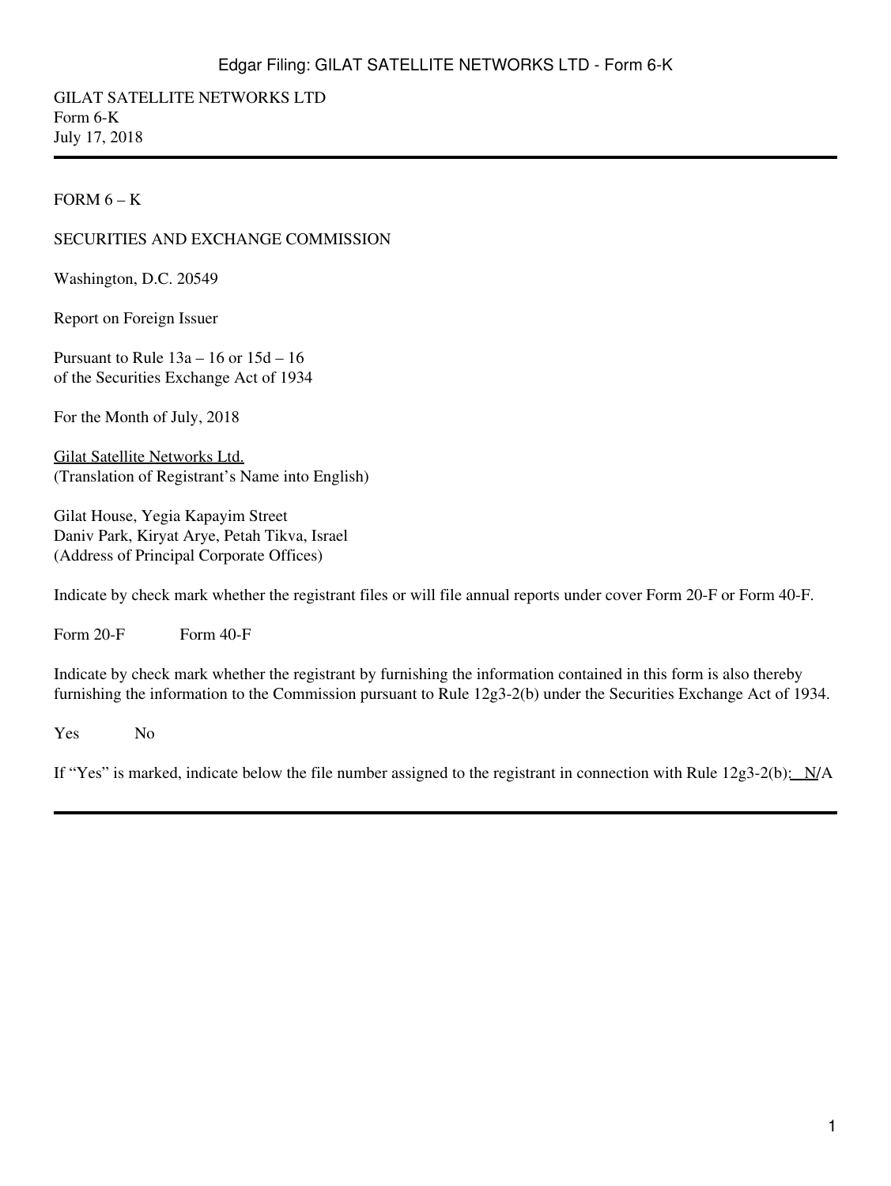GILAT SATELLITE NETWORKS LTD
Form 6-K
July 17, 2018

---

FORM 6 – K

SECURITIES AND EXCHANGE COMMISSION

Washington, D.C. 20549

Report on Foreign Issuer

Pursuant to Rule 13a – 16 or 15d – 16
of the Securities Exchange Act of 1934

For the Month of July, 2018

Gilat Satellite Networks Ltd.
(Translation of Registrant's Name into English)

Gilat House, Yegia Kapayim Street
Daniv Park, Kiryat Arye, Petah Tikva, Israel
(Address of Principal Corporate Offices)

Indicate by check mark whether the registrant files or will file annual reports under cover Form 20-F or Form 40-F.

Form 20-F Form 40-F

Indicate by check mark whether the registrant by furnishing the information contained in this form is also thereby furnishing the information to the Commission pursuant to Rule 12g3-2(b) under the Securities Exchange Act of 1934.

Yes No

If "Yes" is marked, indicate below the file number assigned to the registrant in connection with Rule 12g3-2(b): N/A

---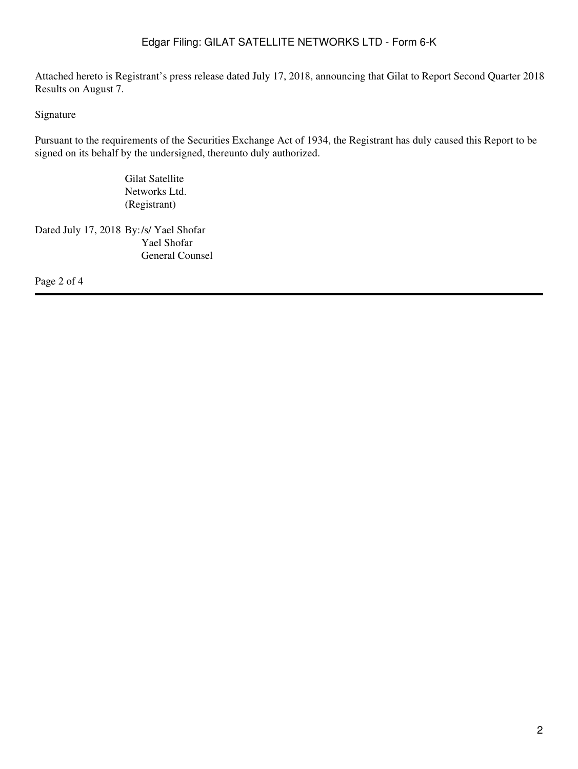Attached hereto is Registrant's press release dated July 17, 2018, announcing that Gilat to Report Second Quarter 2018 Results on August 7.

Signature

Pursuant to the requirements of the Securities Exchange Act of 1934, the Registrant has duly caused this Report to be signed on its behalf by the undersigned, thereunto duly authorized.

Gilat Satellite Networks Ltd.
(Registrant)

Dated July 17, 2018 By: /s/ Yael Shofar
Yael Shofar
General Counsel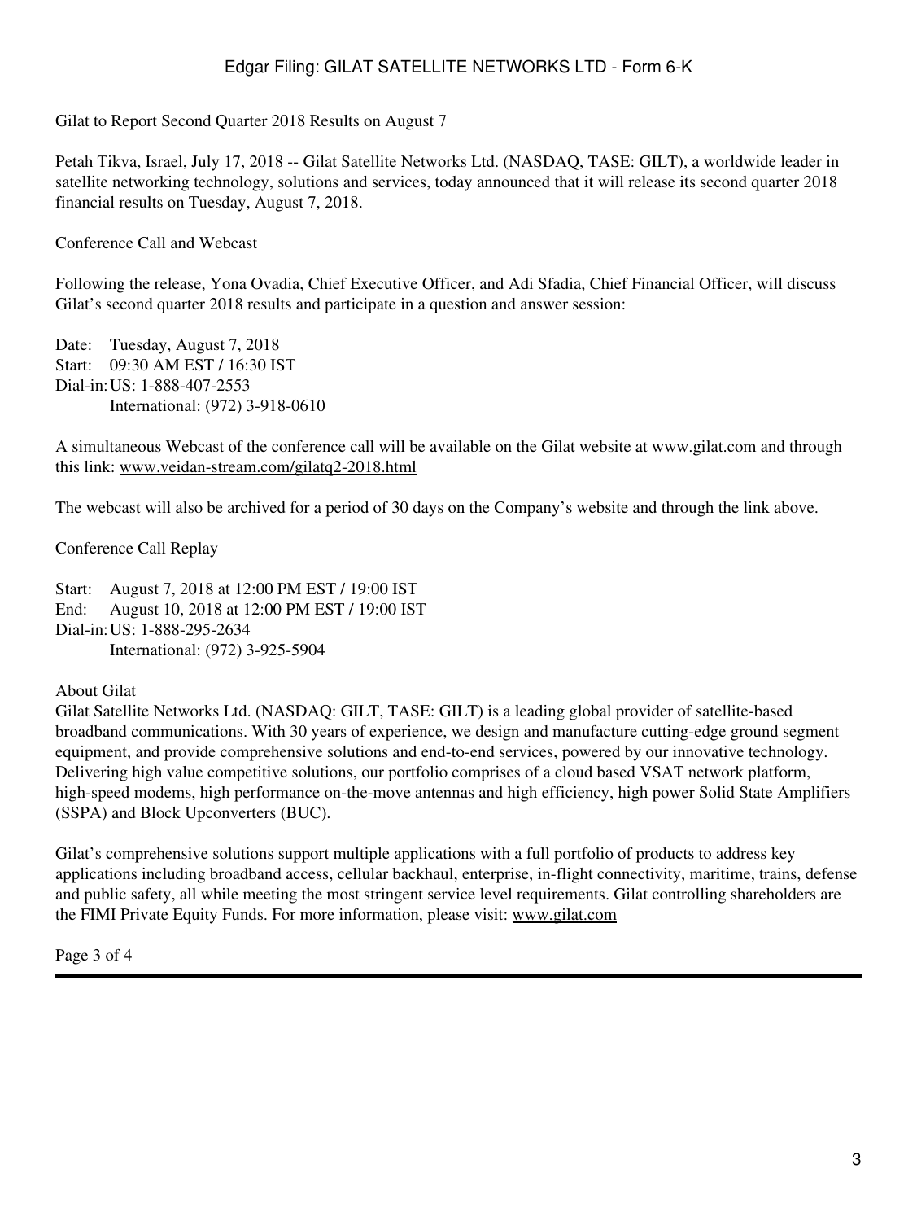# Gilat to Report Second Quarter 2018 Results on August 7

Petah Tikva, Israel, July 17, 2018 -- Gilat Satellite Networks Ltd. (NASDAQ, TASE: GILT), a worldwide leader in satellite networking technology, solutions and services, today announced that it will release its second quarter 2018 financial results on Tuesday, August 7, 2018.

## Conference Call and Webcast

Following the release, Yona Ovadia, Chief Executive Officer, and Adi Sfadia, Chief Financial Officer, will discuss Gilat's second quarter 2018 results and participate in a question and answer session:

Date: Tuesday, August 7, 2018
Start: 09:30 AM EST / 16:30 IST
Dial-in: US: 1-888-407-2553
International: (972) 3-918-0610

A simultaneous Webcast of the conference call will be available on the Gilat website at www.gilat.com and through this link: www.veidan-stream.com/gilatq2-2018.html

The webcast will also be archived for a period of 30 days on the Company's website and through the link above.

## Conference Call Replay

Start: August 7, 2018 at 12:00 PM EST / 19:00 IST
End: August 10, 2018 at 12:00 PM EST / 19:00 IST
Dial-in: US: 1-888-295-2634
International: (972) 3-925-5904

## About Gilat

Gilat Satellite Networks Ltd. (NASDAQ: GILT, TASE: GILT) is a leading global provider of satellite-based broadband communications. With 30 years of experience, we design and manufacture cutting-edge ground segment equipment, and provide comprehensive solutions and end-to-end services, powered by our innovative technology. Delivering high value competitive solutions, our portfolio comprises of a cloud based VSAT network platform, high-speed modems, high performance on-the-move antennas and high efficiency, high power Solid State Amplifiers (SSPA) and Block Upconverters (BUC).

Gilat's comprehensive solutions support multiple applications with a full portfolio of products to address key applications including broadband access, cellular backhaul, enterprise, in-flight connectivity, maritime, trains, defense and public safety, all while meeting the most stringent service level requirements. Gilat controlling shareholders are the FIMI Private Equity Funds. For more information, please visit: www.gilat.com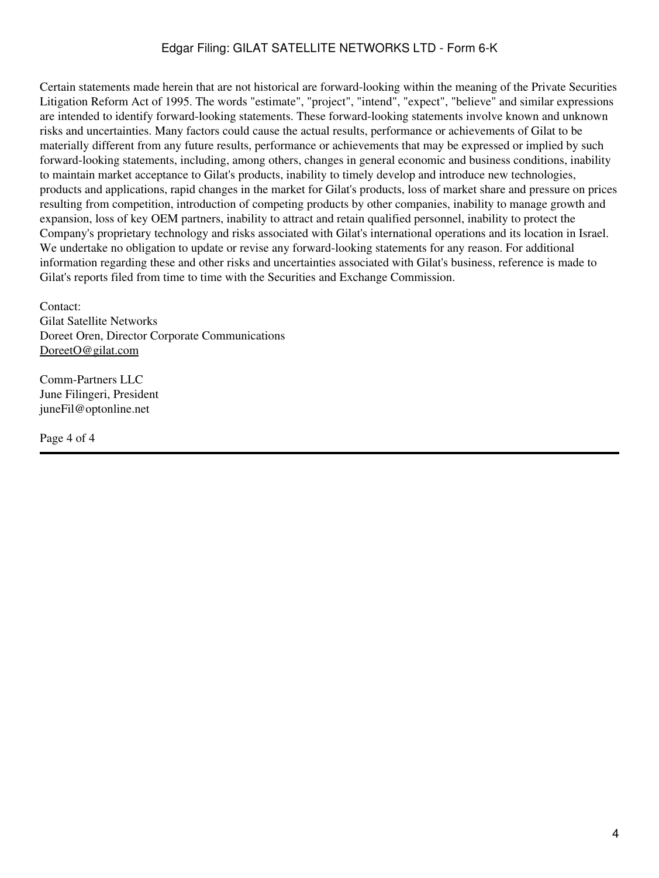Certain statements made herein that are not historical are forward-looking within the meaning of the Private Securities Litigation Reform Act of 1995. The words "estimate", "project", "intend", "expect", "believe" and similar expressions are intended to identify forward-looking statements. These forward-looking statements involve known and unknown risks and uncertainties. Many factors could cause the actual results, performance or achievements of Gilat to be materially different from any future results, performance or achievements that may be expressed or implied by such forward-looking statements, including, among others, changes in general economic and business conditions, inability to maintain market acceptance to Gilat's products, inability to timely develop and introduce new technologies, products and applications, rapid changes in the market for Gilat's products, loss of market share and pressure on prices resulting from competition, introduction of competing products by other companies, inability to manage growth and expansion, loss of key OEM partners, inability to attract and retain qualified personnel, inability to protect the Company's proprietary technology and risks associated with Gilat's international operations and its location in Israel. We undertake no obligation to update or revise any forward-looking statements for any reason. For additional information regarding these and other risks and uncertainties associated with Gilat's business, reference is made to Gilat's reports filed from time to time with the Securities and Exchange Commission.

Contact:
Gilat Satellite Networks
Doreet Oren, Director Corporate Communications
DoreetO@gilat.com

Comm-Partners LLC
June Filingeri, President
juneFil@optonline.net